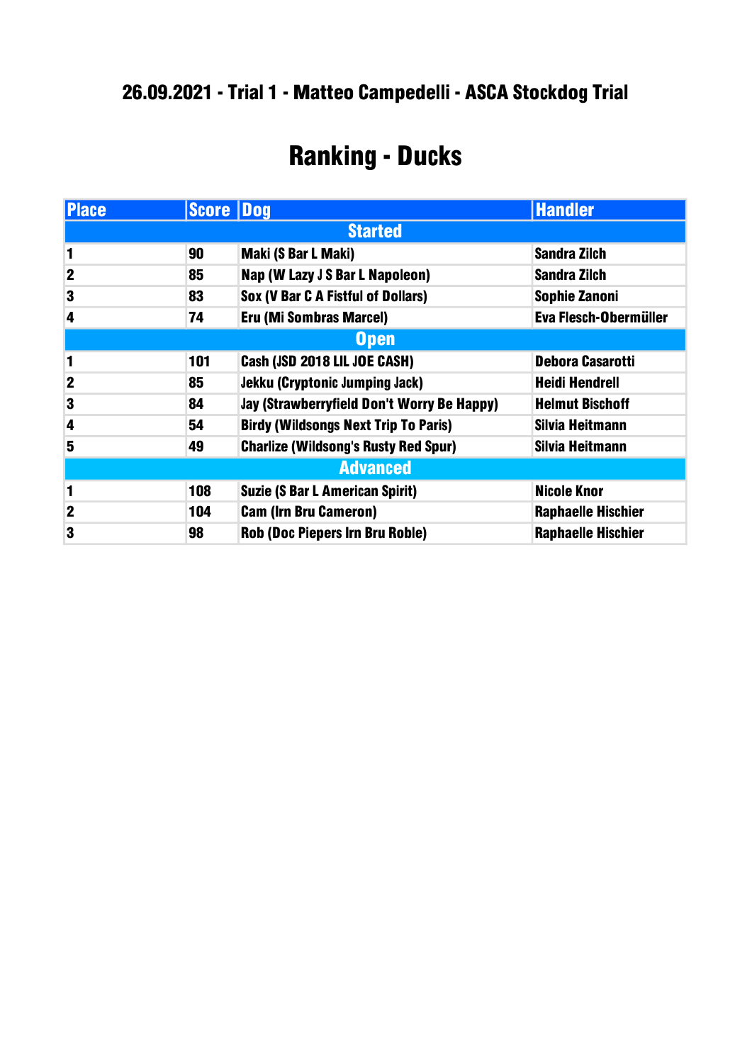## 26.09.2021 - Trial 1 - Matteo Campedelli - ASCA Stockdog Trial

# Ranking - Ducks

| Place | Score | Dog | Handler |
|---|---|---|---|
| **Started** | | | |
| 1 | 90 | Maki (S Bar L Maki) | Sandra Zilch |
| 2 | 85 | Nap (W Lazy J S Bar L Napoleon) | Sandra Zilch |
| 3 | 83 | Sox (V Bar C A Fistful of Dollars) | Sophie Zanoni |
| 4 | 74 | Eru (Mi Sombras Marcel) | Eva Flesch-Obermüller |
| **Open** | | | |
| 1 | 101 | Cash (JSD 2018 LIL JOE CASH) | Debora Casarotti |
| 2 | 85 | Jekku (Cryptonic Jumping Jack) | Heidi Hendrell |
| 3 | 84 | Jay (Strawberryfield Don't Worry Be Happy) | Helmut Bischoff |
| 4 | 54 | Birdy (Wildsongs Next Trip To Paris) | Silvia Heitmann |
| 5 | 49 | Charlize (Wildsong's Rusty Red Spur) | Silvia Heitmann |
| **Advanced** | | | |
| 1 | 108 | Suzie (S Bar L American Spirit) | Nicole Knor |
| 2 | 104 | Cam (Irn Bru Cameron) | Raphaelle Hischier |
| 3 | 98 | Rob (Doc Piepers Irn Bru Roble) | Raphaelle Hischier |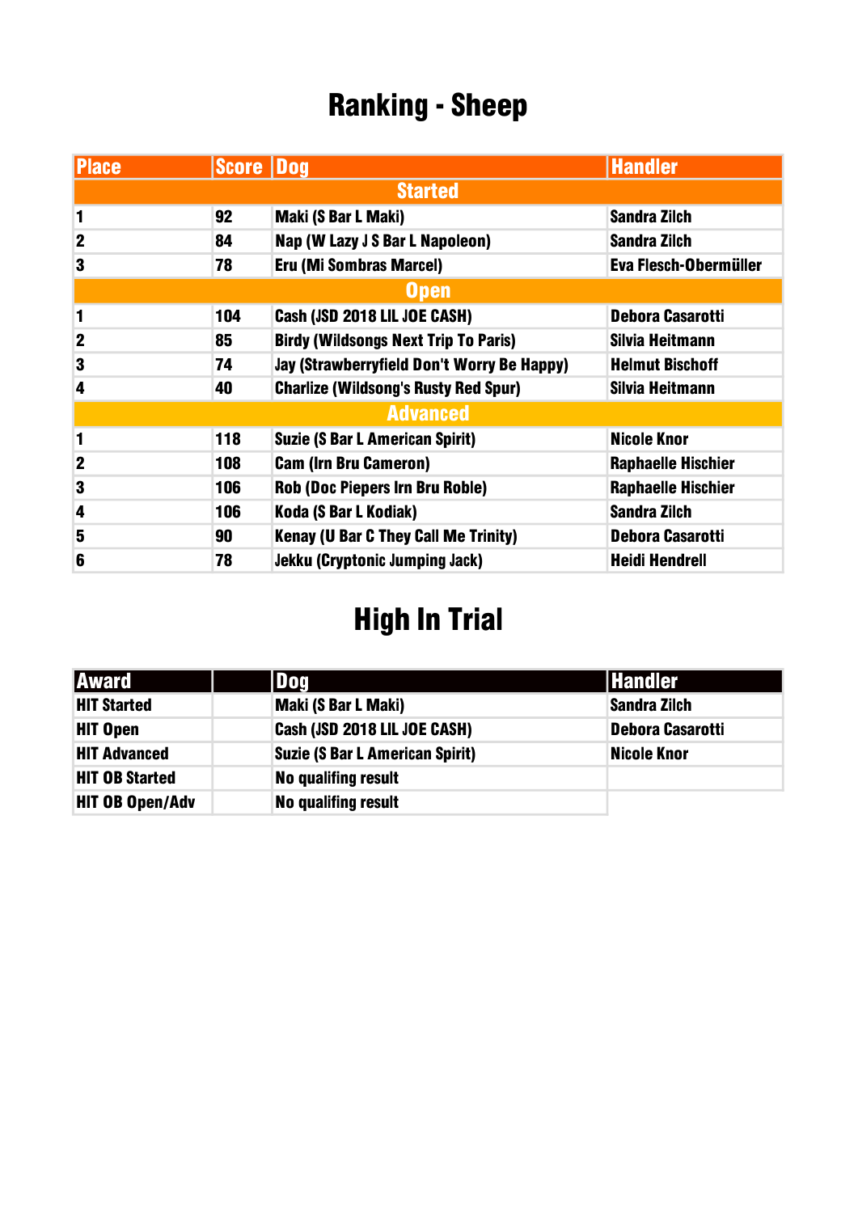# Ranking - Sheep

| Place | Score | Dog | Handler |
|---|---|---|---|
| **Started** | | | |
| 1 | 92 | Maki (S Bar L Maki) | Sandra Zilch |
| 2 | 84 | Nap (W Lazy J S Bar L Napoleon) | Sandra Zilch |
| 3 | 78 | Eru (Mi Sombras Marcel) | Eva Flesch-Obermüller |
| **Open** | | | |
| 1 | 104 | Cash (JSD 2018 LIL JOE CASH) | Debora Casarotti |
| 2 | 85 | Birdy (Wildsongs Next Trip To Paris) | Silvia Heitmann |
| 3 | 74 | Jay (Strawberryfield Don't Worry Be Happy) | Helmut Bischoff |
| 4 | 40 | Charlize (Wildsong's Rusty Red Spur) | Silvia Heitmann |
| **Advanced** | | | |
| 1 | 118 | Suzie (S Bar L American Spirit) | Nicole Knor |
| 2 | 108 | Cam (Irn Bru Cameron) | Raphaelle Hischier |
| 3 | 106 | Rob (Doc Piepers Irn Bru Roble) | Raphaelle Hischier |
| 4 | 106 | Koda (S Bar L Kodiak) | Sandra Zilch |
| 5 | 90 | Kenay (U Bar C They Call Me Trinity) | Debora Casarotti |
| 6 | 78 | Jekku (Cryptonic Jumping Jack) | Heidi Hendrell |

# High In Trial

| Award | | Dog | Handler |
|---|---|---|---|
| HIT Started | | Maki (S Bar L Maki) | Sandra Zilch |
| HIT Open | | Cash (JSD 2018 LIL JOE CASH) | Debora Casarotti |
| HIT Advanced | | Suzie (S Bar L American Spirit) | Nicole Knor |
| HIT OB Started | | No qualifing result | |
| HIT OB Open/Adv | | No qualifing result | |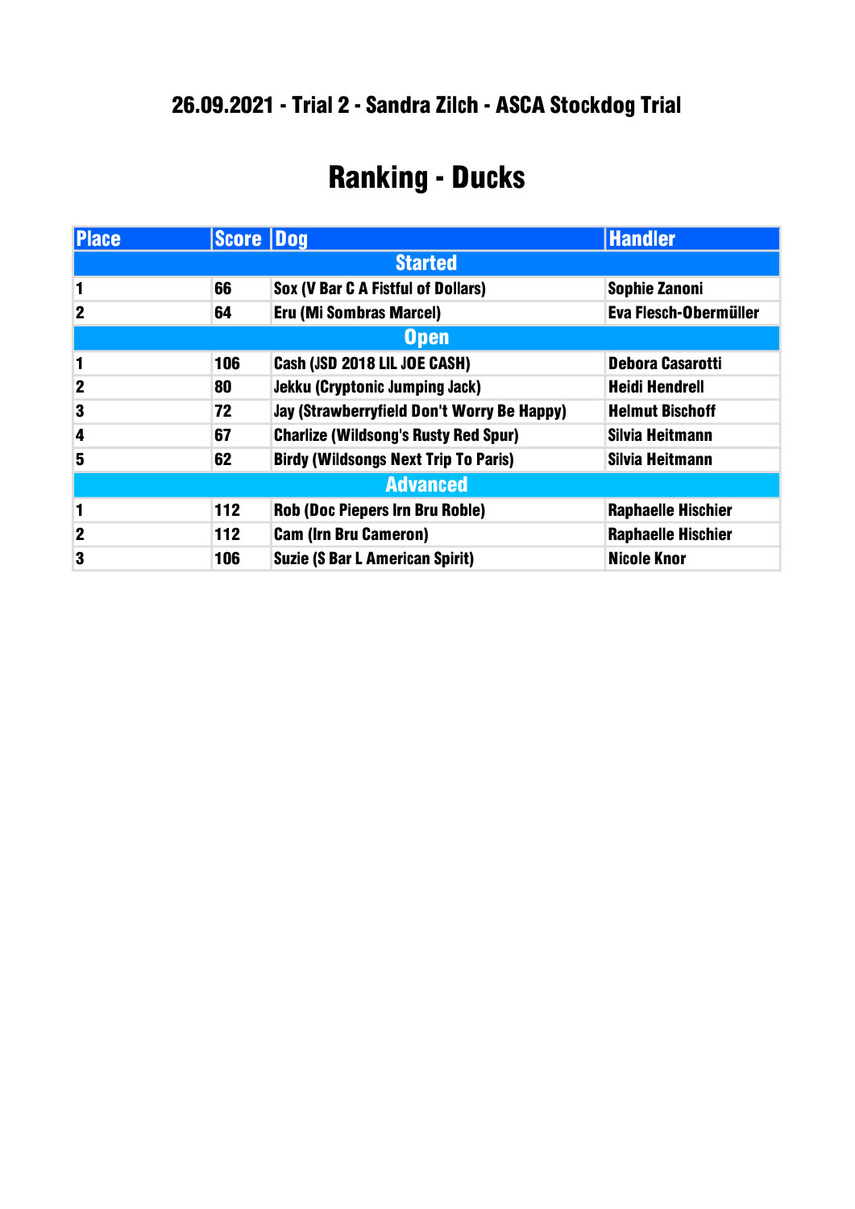## 26.09.2021 - Trial 2 - Sandra Zilch - ASCA Stockdog Trial

# Ranking - Ducks

| Place | Score | Dog | Handler |
|---|---|---|---|
| **Started** | | | |
| 1 | 66 | Sox (V Bar C A Fistful of Dollars) | Sophie Zanoni |
| 2 | 64 | Eru (Mi Sombras Marcel) | Eva Flesch-Obermüller |
| **Open** | | | |
| 1 | 106 | Cash (JSD 2018 LIL JOE CASH) | Debora Casarotti |
| 2 | 80 | Jekku (Cryptonic Jumping Jack) | Heidi Hendrell |
| 3 | 72 | Jay (Strawberryfield Don't Worry Be Happy) | Helmut Bischoff |
| 4 | 67 | Charlize (Wildsong's Rusty Red Spur) | Silvia Heitmann |
| 5 | 62 | Birdy (Wildsongs Next Trip To Paris) | Silvia Heitmann |
| **Advanced** | | | |
| 1 | 112 | Rob (Doc Piepers Irn Bru Roble) | Raphaelle Hischier |
| 2 | 112 | Cam (Irn Bru Cameron) | Raphaelle Hischier |
| 3 | 106 | Suzie (S Bar L American Spirit) | Nicole Knor |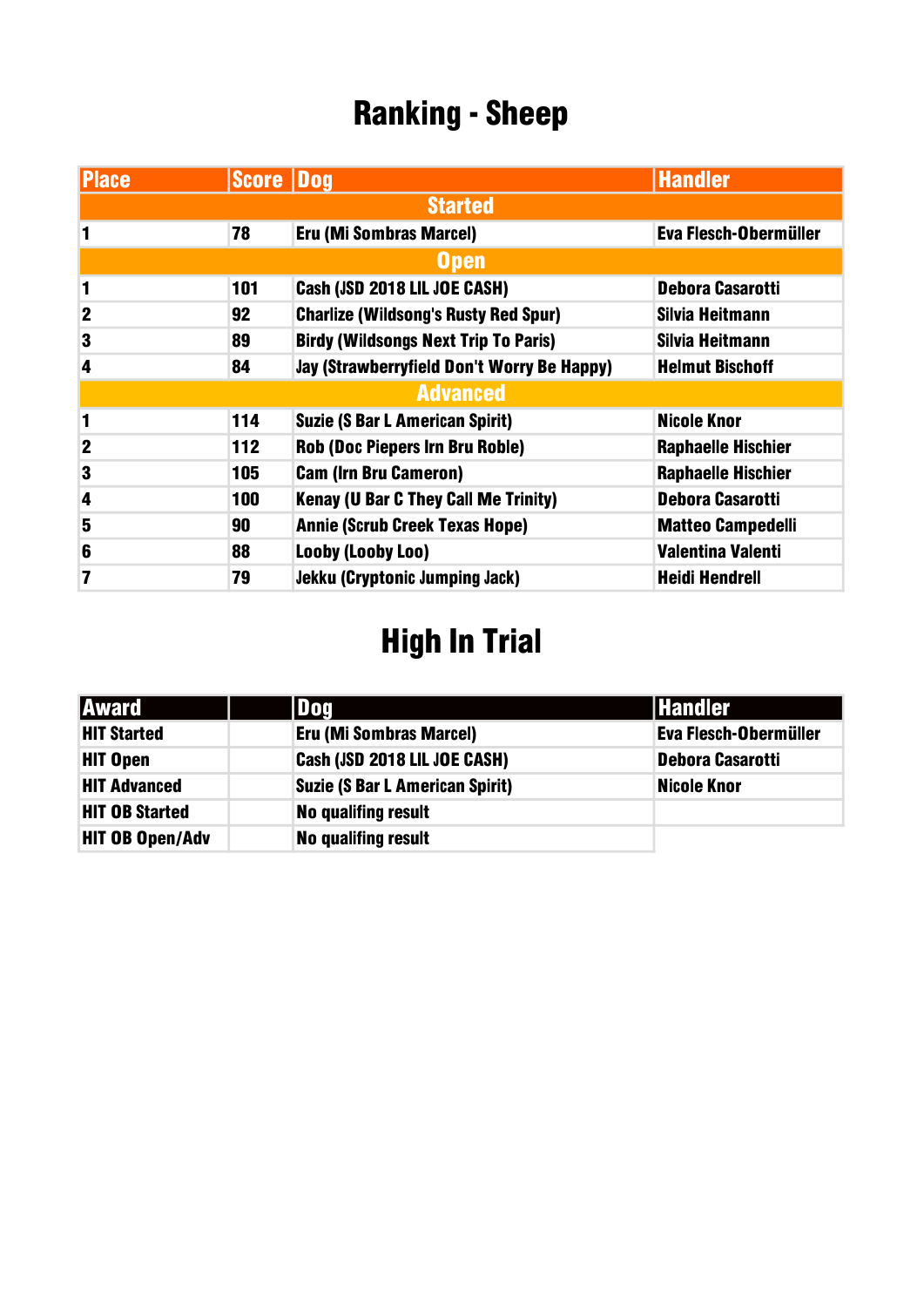# Ranking - Sheep

| Place | Score | Dog | Handler |
|---|---|---|---|
| **Started** | | | |
| 1 | 78 | Eru (Mi Sombras Marcel) | Eva Flesch-Obermüller |
| **Open** | | | |
| 1 | 101 | Cash (JSD 2018 LIL JOE CASH) | Debora Casarotti |
| 2 | 92 | Charlize (Wildsong's Rusty Red Spur) | Silvia Heitmann |
| 3 | 89 | Birdy (Wildsongs Next Trip To Paris) | Silvia Heitmann |
| 4 | 84 | Jay (Strawberryfield Don't Worry Be Happy) | Helmut Bischoff |
| **Advanced** | | | |
| 1 | 114 | Suzie (S Bar L American Spirit) | Nicole Knor |
| 2 | 112 | Rob (Doc Piepers Irn Bru Roble) | Raphaelle Hischier |
| 3 | 105 | Cam (Irn Bru Cameron) | Raphaelle Hischier |
| 4 | 100 | Kenay (U Bar C They Call Me Trinity) | Debora Casarotti |
| 5 | 90 | Annie (Scrub Creek Texas Hope) | Matteo Campedelli |
| 6 | 88 | Looby (Looby Loo) | Valentina Valenti |
| 7 | 79 | Jekku (Cryptonic Jumping Jack) | Heidi Hendrell |

# High In Trial

| Award | | Dog | Handler |
|---|---|---|---|
| HIT Started | | Eru (Mi Sombras Marcel) | Eva Flesch-Obermüller |
| HIT Open | | Cash (JSD 2018 LIL JOE CASH) | Debora Casarotti |
| HIT Advanced | | Suzie (S Bar L American Spirit) | Nicole Knor |
| HIT OB Started | | No qualifing result | |
| HIT OB Open/Adv | | No qualifing result | |